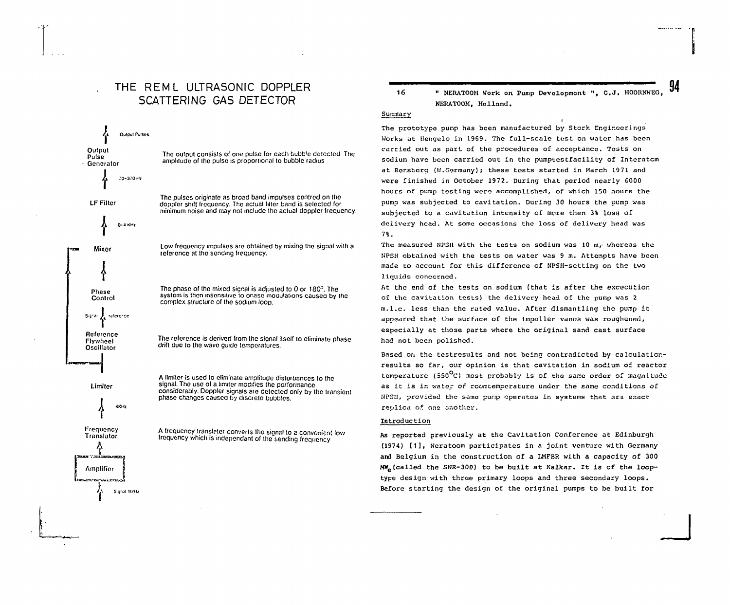# THE REML ULTRASONIC DOPPLER SCATTERING GAS DETECTOR

Output Pulses

**Output Pulse Generator** — The output consists of one pulse for each bubble detected. The amplitude of the pulse is proportional to bubble radius.

70-370 Hz

**LF Filter** — The pulses originate as broad band impulses centred on the doppler shift frequency. The actual filter band is selected for minimum noise and may not include the actual doppler frequency.

0-4 KHz

**Mixer** — Low frequency impulses are obtained by mixing the signal with a reference at the sending frequency.

**Phase Control** — The phase of the mixed signal is adjusted to 0 or 180°. The system is then insensitive to phase modulations caused by the complex structure of the sodium loop.

Signal / reference

**Reference Flywheel Oscillator** — The reference is derived from the signal itself to eliminate phase drift due to the wave guide temperatures.

**Limiter** — A limiter is used to eliminate amplitude disturbances to the signal. The use of a limiter modifies the performance considerably. Doppler signals are detected only by the transient phase changes caused by discrete bubbles.

4KHz

**Frequency Translator** — A frequency translator converts the signal to a convenient low frequency which is independent of the sending frequency.

**Amplifier**

Signal MHz

---

16 " NERATOOM Work on Pump Development ", C.J. HOORNWEG, NERATOOM, Holland.

## Summary

The prototype pump has been manufactured by Stork Engineerings Works at Hengelo in 1969. The full-scale test on water has been carried out as part of the procedures of acceptance. Tests on sodium have been carried out in the pumptestfacility of Interatom at Bensberg (W.Germany); these tests started in March 1971 and were finished in October 1972. During that period nearly 6000 hours of pump testing were accomplished, of which 150 hours the pump was subjected to cavitation. During 30 hours the pump was subjected to a cavitation intensity of more then 3% loss of delivery head. At some occasions the loss of delivery head was 7%.

The measured NPSH with the tests on sodium was 10 m, whereas the NPSH obtained with the tests on water was 9 m. Attempts have been made to account for this difference of NPSH-setting on the two liquids concerned.

At the end of the tests on sodium (that is after the excecution of the cavitation tests) the delivery head of the pump was 2 m.l.c. less than the rated value. After dismantling the pump it appeared that the surface of the impeller vanes was roughened, especially at those parts where the original sand cast surface had not been polished.

Based on the testresults and not being contradicted by calculation-results so far, our opinion is that cavitation in sodium of reactor temperature (550°C) most probably is of the same order of magnitude as it is in water of roomtemperature under the same conditions of NPSH, provided the same pump operates in systems that are exact replica of one another.

## Introduction

As reported previously at the Cavitation Conference at Edinburgh (1974) [1], Neratoom participates in a joint venture with Germany and Belgium in the construction of a LMFBR with a capacity of 300 $MW_e$ (called the SNR-300) to be built at Kalkar. It is of the loop-type design with three primary loops and three secondary loops. Before starting the design of the original pumps to be built for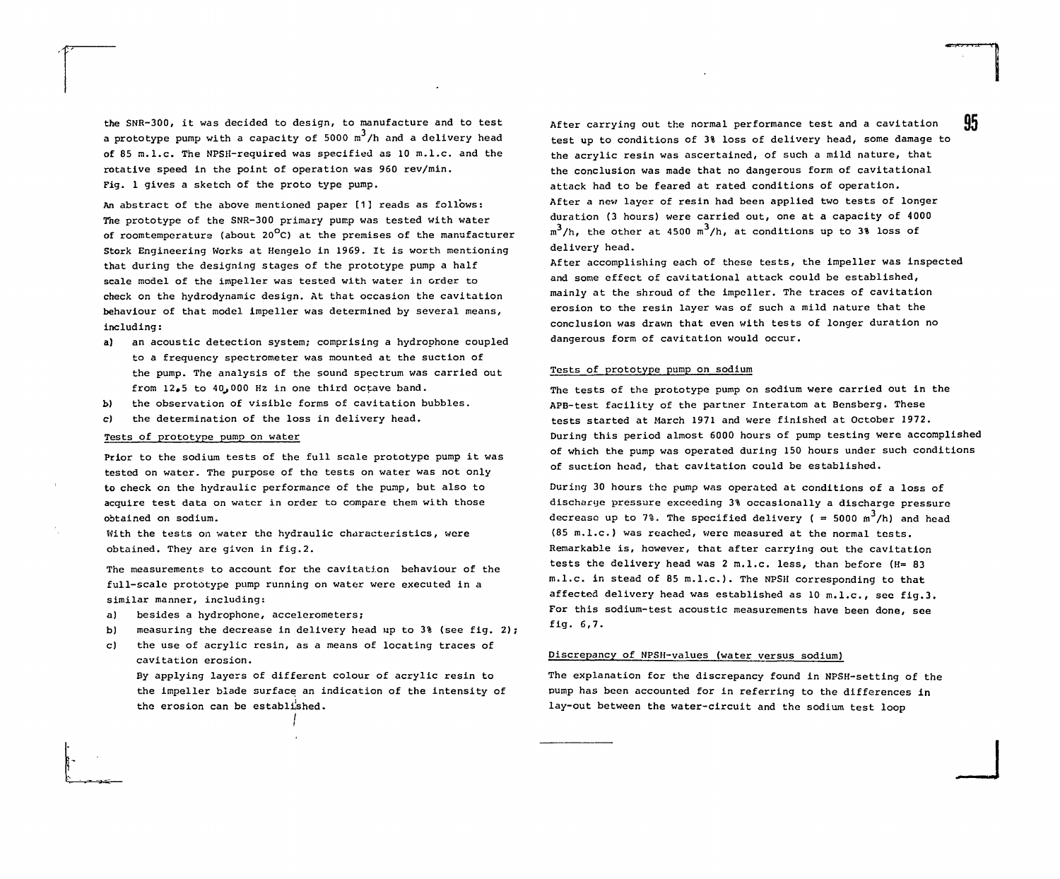the SNR-300, it was decided to design, to manufacture and to test a prototype pump with a capacity of 5000 $m^3$/h and a delivery head of 85 m.l.c. The NPSH-required was specified as 10 m.l.c. and the rotative speed in the point of operation was 960 rev/min.
Fig. 1 gives a sketch of the proto type pump.

An abstract of the above mentioned paper [1] reads as follows:
The prototype of the SNR-300 primary pump was tested with water of roomtemperature (about 20$^{\circ}$C) at the premises of the manufacturer Stork Engineering Works at Hengelo in 1969. It is worth mentioning that during the designing stages of the prototype pump a half scale model of the impeller was tested with water in order to check on the hydrodynamic design. At that occasion the cavitation behaviour of that model impeller was determined by several means, including:

a) an acoustic detection system; comprising a hydrophone coupled to a frequency spectrometer was mounted at the suction of the pump. The analysis of the sound spectrum was carried out from 12,5 to 40,000 Hz in one third octave band.
b) the observation of visible forms of cavitation bubbles.
c) the determination of the loss in delivery head.

## Tests of prototype pump on water

Prior to the sodium tests of the full scale prototype pump it was tested on water. The purpose of the tests on water was not only to check on the hydraulic performance of the pump, but also to acquire test data on water in order to compare them with those obtained on sodium.
With the tests on water the hydraulic characteristics, were obtained. They are given in fig.2.

The measurements to account for the cavitation behaviour of the full-scale prototype pump running on water were executed in a similar manner, including:

a) besides a hydrophone, accelerometers;
b) measuring the decrease in delivery head up to 3% (see fig. 2);
c) the use of acrylic resin, as a means of locating traces of cavitation erosion.
   By applying layers of different colour of acrylic resin to the impeller blade surface an indication of the intensity of the erosion can be established.

After carrying out the normal performance test and a cavitation test up to conditions of 3% loss of delivery head, some damage to the acrylic resin was ascertained, of such a mild nature, that the conclusion was made that no dangerous form of cavitational attack had to be feared at rated conditions of operation.
After a new layer of resin had been applied two tests of longer duration (3 hours) were carried out, one at a capacity of 4000 $m^3$/h, the other at 4500 $m^3$/h, at conditions up to 3% loss of delivery head.
After accomplishing each of these tests, the impeller was inspected and some effect of cavitational attack could be established, mainly at the shroud of the impeller. The traces of cavitation erosion to the resin layer was of such a mild nature that the conclusion was drawn that even with tests of longer duration no dangerous form of cavitation would occur.

## Tests of prototype pump on sodium

The tests of the prototype pump on sodium were carried out in the APB-test facility of the partner Interatom at Bensberg. These tests started at March 1971 and were finished at October 1972. During this period almost 6000 hours of pump testing were accomplished of which the pump was operated during 150 hours under such conditions of suction head, that cavitation could be established.

During 30 hours the pump was operated at conditions of a loss of discharge pressure exceeding 3% occasionally a discharge pressure decrease up to 7%. The specified delivery ( = 5000 $m^3$/h) and head (85 m.l.c.) was reached, were measured at the normal tests. Remarkable is, however, that after carrying out the cavitation tests the delivery head was 2 m.l.c. less, than before (H= 83 m.l.c. in stead of 85 m.l.c.). The NPSH corresponding to that affected delivery head was established as 10 m.l.c., see fig.3. For this sodium-test acoustic measurements have been done, see fig. 6,7.

## Discrepancy of NPSH-values (water versus sodium)

The explanation for the discrepancy found in NPSH-setting of the pump has been accounted for in referring to the differences in lay-out between the water-circuit and the sodium test loop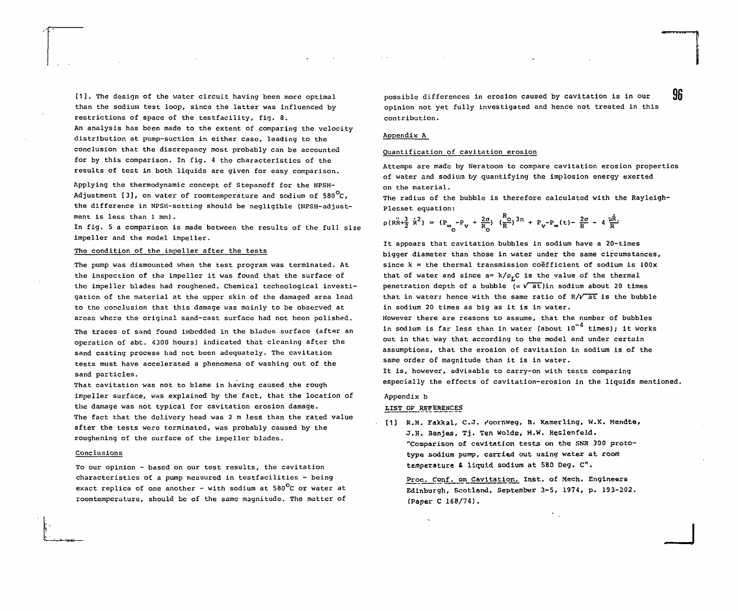[1]. The design of the water circuit having been more optimal than the sodium test loop, since the latter was influenced by restrictions of space of the testfacility, fig. 8.
An analysis has been made to the extent of comparing the velocity distribution at pump-suction in either case, leading to the conclusion that the discrepancy most probably can be accounted for by this comparison. In fig. 4 the characteristics of the results of test in both liquids are given for easy comparison.

Applying the thermodynamic concept of Stepanoff for the NPSH-Adjustment [3], on water of roomtemperature and sodium of 580°C, the difference in NPSH-setting should be negligible (NPSH-adjustment is less than 1 mm).
In fig. 5 a comparison is made between the results of the full size impeller and the model impeller.

## The condition of the impeller after the tests

The pump was dismounted when the test program was terminated. At the inspection of the impeller it was found that the surface of the impeller blades had roughened. Chemical technological investigation of the material at the upper skin of the damaged area lead to the conclusion that this damage was mainly to be observed at areas where the original sand-cast surface had not been polished.

The traces of sand found imbedded in the blades surface (after an operation of abt. 4300 hours) indicated that cleaning after the sand casting process had not been adequately. The cavitation tests must have accelerated a phenomena of washing out of the sand particles.
That cavitation was not to blame in having caused the rough impeller surface, was explained by the fact, that the location of the damage was not typical for cavitation erosion damage.
The fact that the delivery head was 2 m less than the rated value after the tests were terminated, was probably caused by the roughening of the surface of the impeller blades.

## Conclusions

To our opinion - based on our test results, the cavitation characteristics of a pump measured in testfacilities - being exact replica of one another - with sodium at 580°C or water at roomtemperature, should be of the same magnitude. The matter of possible differences in erosion caused by cavitation is in our opinion not yet fully investigated and hence not treated in this contribution.

## Appendix A

### Quantification of cavitation erosion

Attemps are made by Neratoom to compare cavitation erosion properties of water and sodium by quantifying the implosion energy exerted on the material.
The radius of the bubble is therefore calculated with the Rayleigh-Plesset equation:

$$\rho(R\ddot{R}+\frac{3}{2}\dot{R}^2) = (P_{\infty_o}-P_v+\frac{2\sigma}{R_o})(\frac{R_o}{R})^{3n}+P_v-P_\infty(t)-\frac{2\sigma}{R}-4\frac{\mu\dot{R}}{R}$$

It appears that cavitation bubbles in sodium have a 20-times bigger diameter than those in water under the same circumstances, since k = the thermal transmission coëfficient of sodium is 100x that of water and since $a = k/\rho_L C$ is the value of the thermal penetration depth of a bubble ($=\sqrt{at}$)in sodium about 20 times that in water; hence with the same ratio of $R/\sqrt{at}$ is the bubble in sodium 20 times as big as it is in water.
However there are reasons to assume, that the number of bubbles in sodium is far less than in water (about $10^{-4}$ times); it works out in that way that according to the model and under certain assumptions, that the erosion of cavitation in sodium is of the same order of magnitude than it is in water.
It is, however, advisable to carry-on with tests comparing especially the effects of cavitation-erosion in the liquids mentioned.

## Appendix b

### LIST OF REFERENCES

[1] R.H. Fakkal, C.J. Poornweg, B. Kamerling, W.K. Mendte, J.H. Banjes, Tj. Ten Wolde, H.W. Heslenfeld. "Comparison of cavitation tests on the SNR 300 prototype sodium pump, carried out using water at room temperature & liquid sodium at 580 Deg. C".
Proc. Conf. on Cavitation, Inst. of Mech. Engineers Edinburgh, Scotland, September 3-5, 1974, p. 193-202. (Paper C 168/74).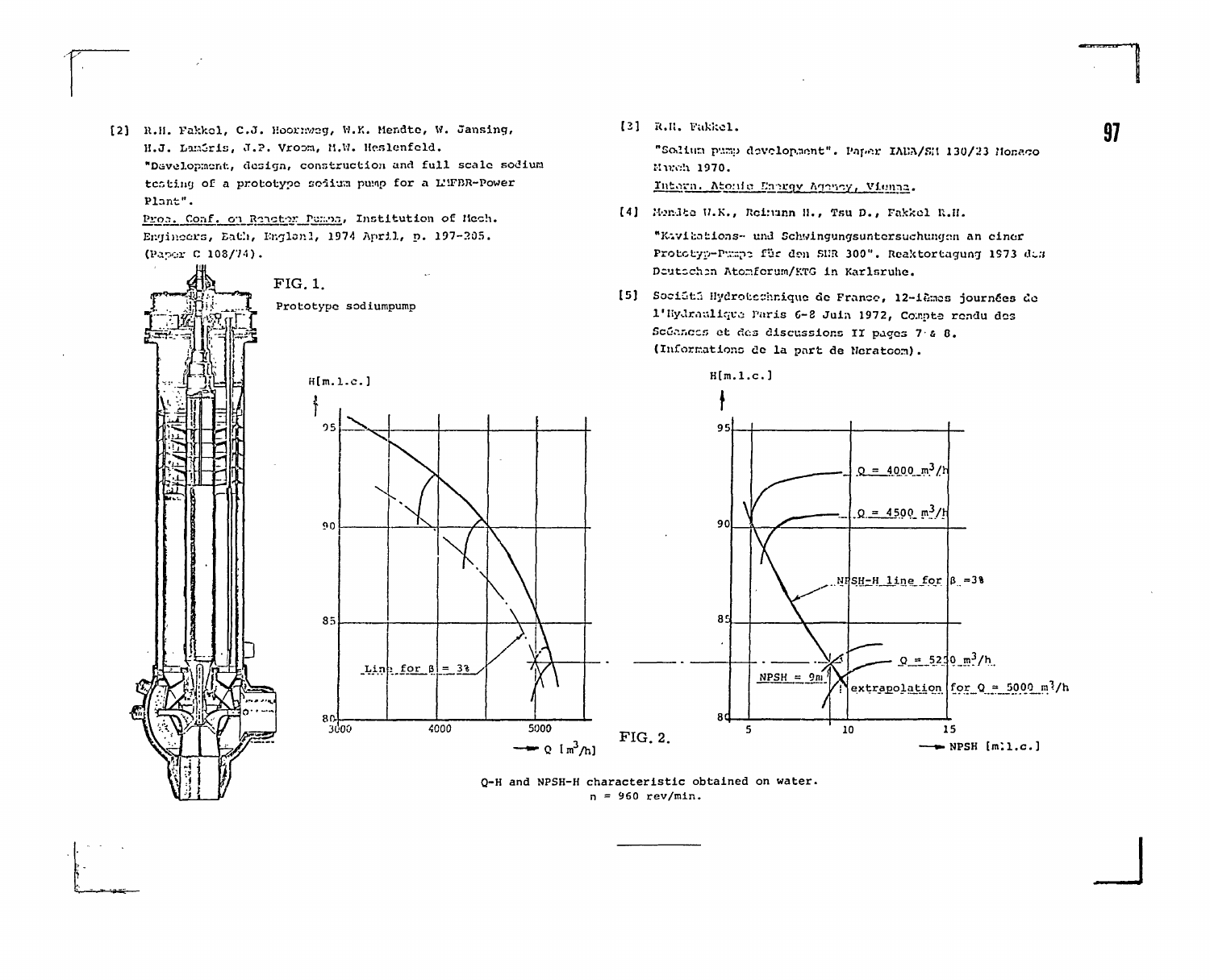[2] R.H. Fakkel, C.J. Hoornweg, W.K. Mendte, W. Jansing, H.J. Lambris, J.P. Vroom, H.W. Heslenfeld.
"Development, design, construction and full scale sodium testing of a prototype sodium pump for a LMFBR-Power Plant".
Proc. Conf. on Reactor Pumps, Institution of Mech. Engineers, Bath, England, 1974 April, p. 197-205. (Paper C 108/74).

[3] R.H. Fakkel.
"Sodium pump development". Paper IAEA/SM 130/23 Monaco March 1970.
Intern. Atomic Energy Agency, Vienna.

[4] Mendte W.K., Reimann H., Tsu D., Fakkel R.H.
"Kavitations- und Schwingungsuntersuchungen an einer Prototyp-Pumpe für den SNR 300". Reaktortagung 1973 des Deutschen Atomforum/KTG in Karlsruhe.

[5] Société Hydrotechnique de France, 12-ièmes journées de l'Hydraulique Paris 6-8 Juin 1972, Compte rendu des Séances et des discussions II pages 7 & 8. (Informations de la part de Neratoom).

FIG. 1.
Prototype sodiumpump

FIG. 2.

Q-H and NPSH-H characteristic obtained on water.
n = 960 rev/min.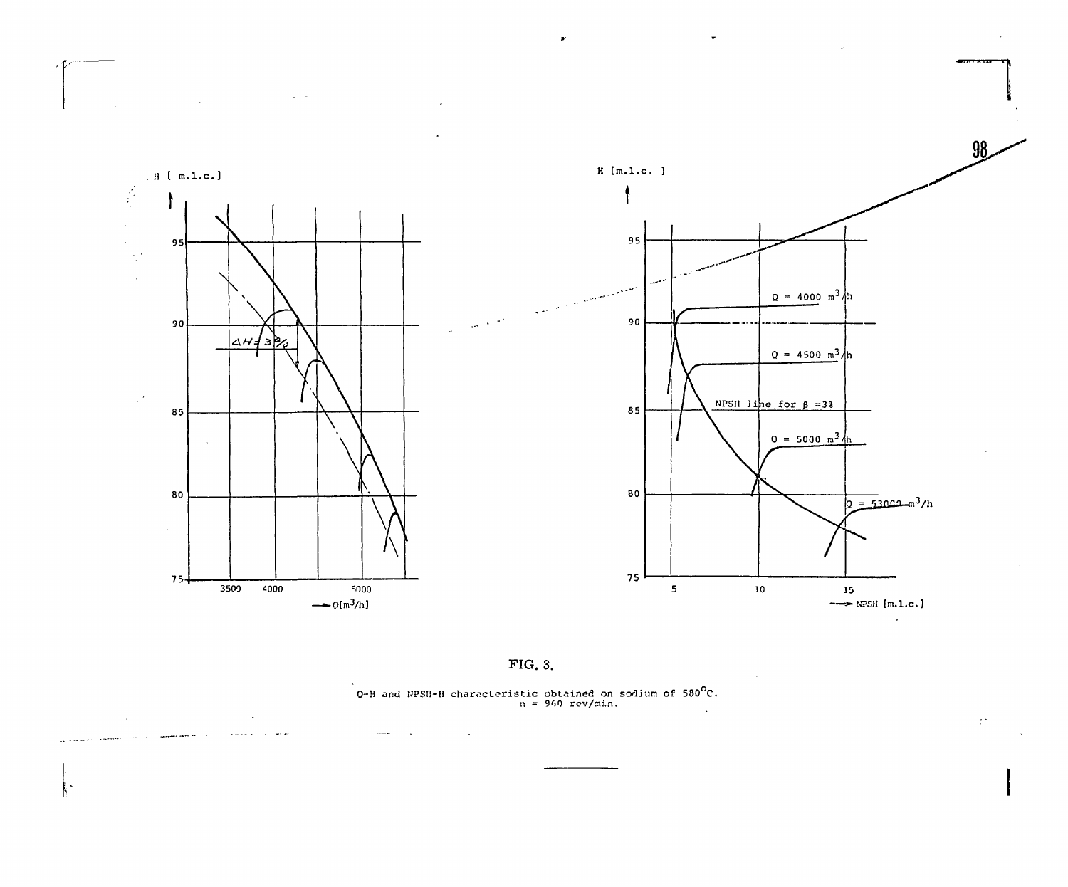FIG. 3.

Q-H and NPSH-H characteristic obtained on sodium of 580°C.
n = 960 rev/min.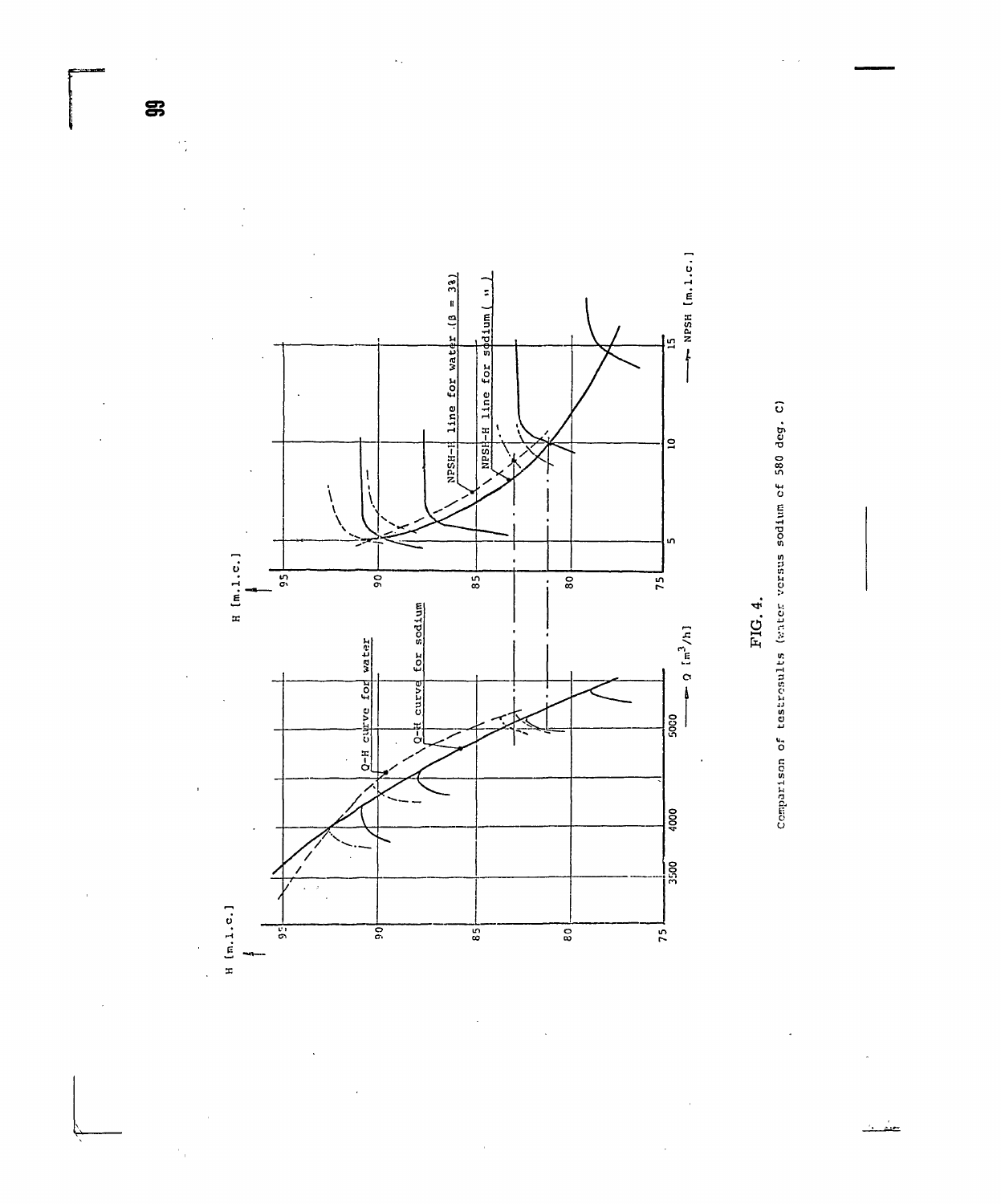FIG. 4.

Comparison of testresults (water versus sodium of 580 deg. C)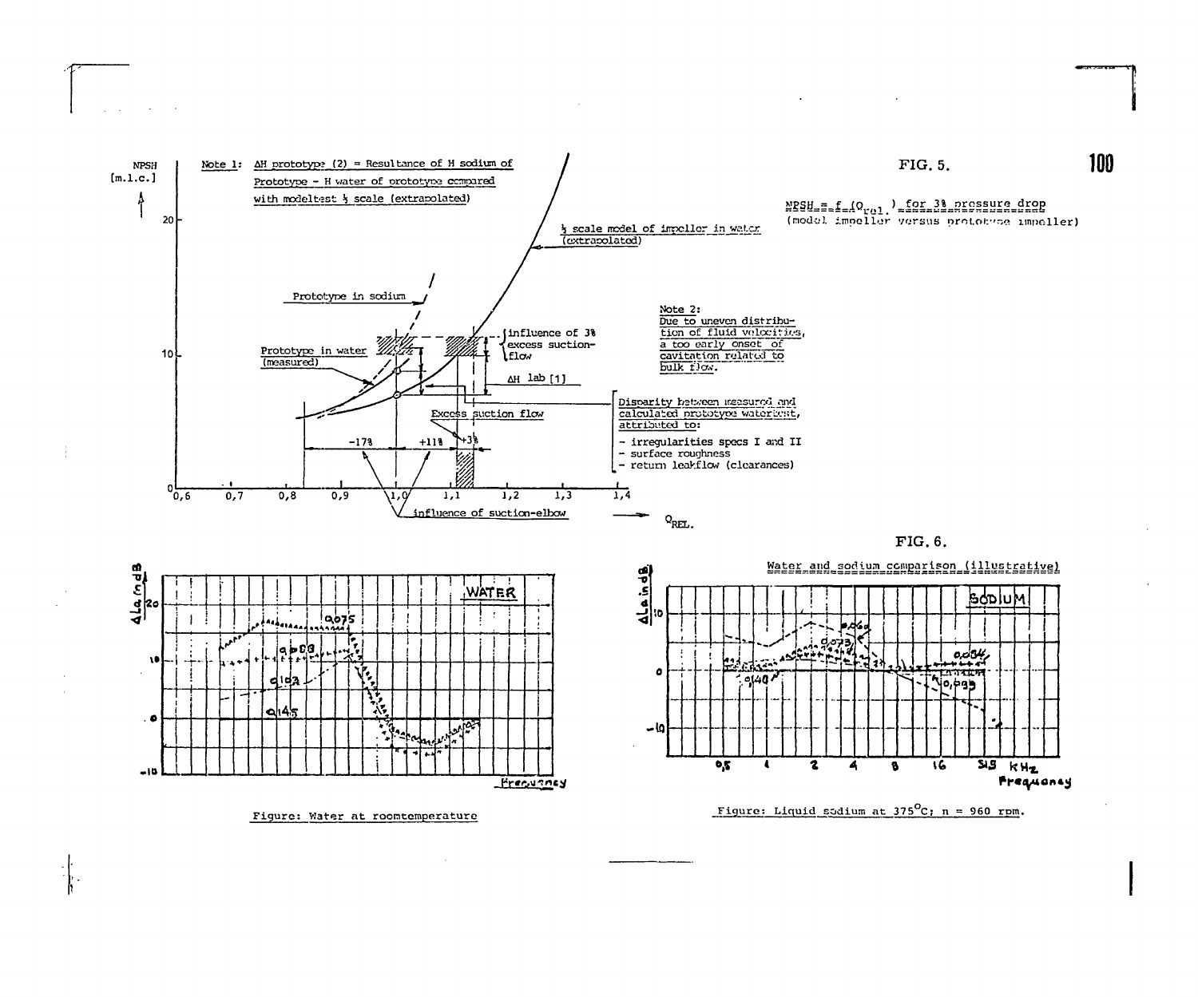FIG. 5.

$\underline{NPSH = f (Q_{rel.}) \text{ for } 3\% \text{ pressure drop}}$
(model impeller versus prototype impeller)

NPSH [m.l.c.]

Note 1: ΔH prototype (2) = Resultance of H sodium of Prototype - H water of prototype compared with modeltest ⅓ scale (extrapolated)

⅓ scale model of impeller in water (extrapolated)

Prototype in sodium

Prototype in water (measured)

influence of 3% excess suction-flow

ΔH lab [1]

Note 2: Due to uneven distribution of fluid velocities, a too early onset of cavitation related to bulk flow.

Disparity between measured and calculated prototype watertest, attributed to:

- irregularities specs I and II
- surface roughness
- return leakflow (clearances)

Excess suction flow

-17% +11% +3%

influence of suction-elbow

$Q_{REL.}$

FIG. 6.

Water and sodium comparison (illustrative)

WATER

ΔLa in dB

0,075 0,083 0,102 0,145

Frequency

Figure: Water at roomtemperature

SODIUM

ΔLa in dB

0,060 0,073 0,140 0,084 0,099

0,5 1 2 4 8 16 31,5 KHz Frequency

Figure: Liquid sodium at 375°C; n = 960 rpm.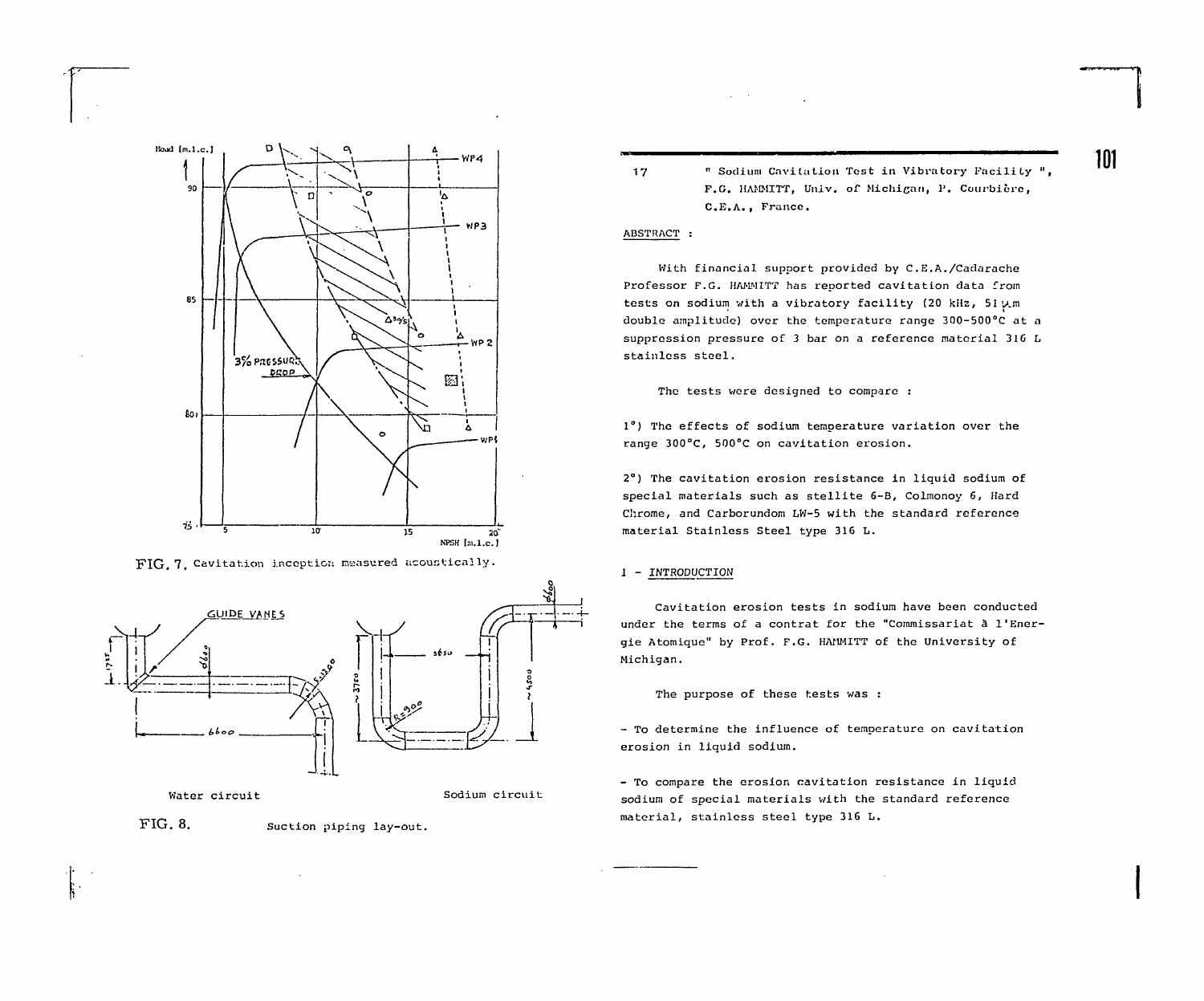Head (m.l.c.)

90

85

80

75

5

10

15

20

NPSH (m.l.c.)

WP4

WP3

WP2

WP1

3% PRESSURE DROP

3%

FIG. 7. Cavitation inception measured acoustically.

GUIDE VANES

1725

Ø600

6600

R=1260

Water circuit

~3750

5650

R=900

~4500

Ø600

Sodium circuit

FIG. 8. Suction piping lay-out.

---

17 " Sodium Cavitation Test in Vibratory Facility ", F.G. HAMMITT, Univ. of Michigan, P. Courbière, C.E.A., France.

ABSTRACT :

With financial support provided by C.E.A./Cadarache Professor F.G. HAMMITT has reported cavitation data from tests on sodium with a vibratory facility (20 kHz, 51 μm double amplitude) over the temperature range 300-500°C at a suppression pressure of 3 bar on a reference material 316 L stainless steel.

The tests were designed to compare :

1°) The effects of sodium temperature variation over the range 300°C, 500°C on cavitation erosion.

2°) The cavitation erosion resistance in liquid sodium of special materials such as stellite 6-B, Colmonoy 6, Hard Chrome, and Carborundom LW-5 with the standard reference material Stainless Steel type 316 L.

## 1 - INTRODUCTION

Cavitation erosion tests in sodium have been conducted under the terms of a contrat for the "Commissariat à l'Energie Atomique" by Prof. F.G. HAMMITT of the University of Michigan.

The purpose of these tests was :

- To determine the influence of temperature on cavitation erosion in liquid sodium.

- To compare the erosion cavitation resistance in liquid sodium of special materials with the standard reference material, stainless steel type 316 L.